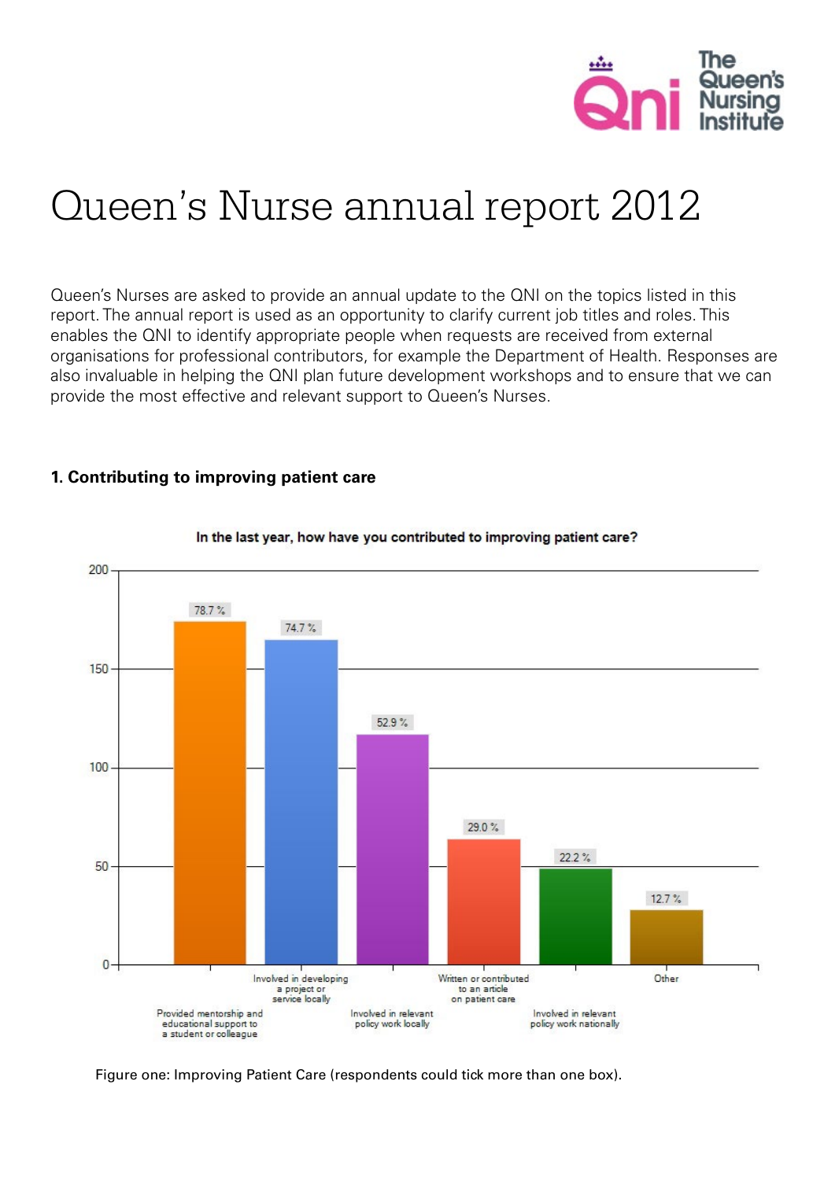# Queen's Nurse annual report 2012

Queen's Nurses are asked to provide an annual update to the QNI on the topics listed in this report. The annual report is used as an opportunity to clarify current job titles and roles. This enables the QNI to identify appropriate people when requests are received from external organisations for professional contributors, for example the Department of Health. Responses are also invaluable in helping the QNI plan future development workshops and to ensure that we can provide the most effective and relevant support to Queen's Nurses.

### 1. Contributing to improving patient care

**In the last year, how have you contributed to improving patient care?**

| Response | Percentage |
|---|---|
| Provided mentorship and educational support to a student or colleague | 78.7 % |
| Involved in developing a project or service locally | 74.7 % |
| Involved in relevant policy work locally | 52.9 % |
| Written or contributed to an article on patient care | 29.0 % |
| Involved in relevant policy work nationally | 22.2 % |
| Other | 12.7 % |

Figure one: Improving Patient Care (respondents could tick more than one box).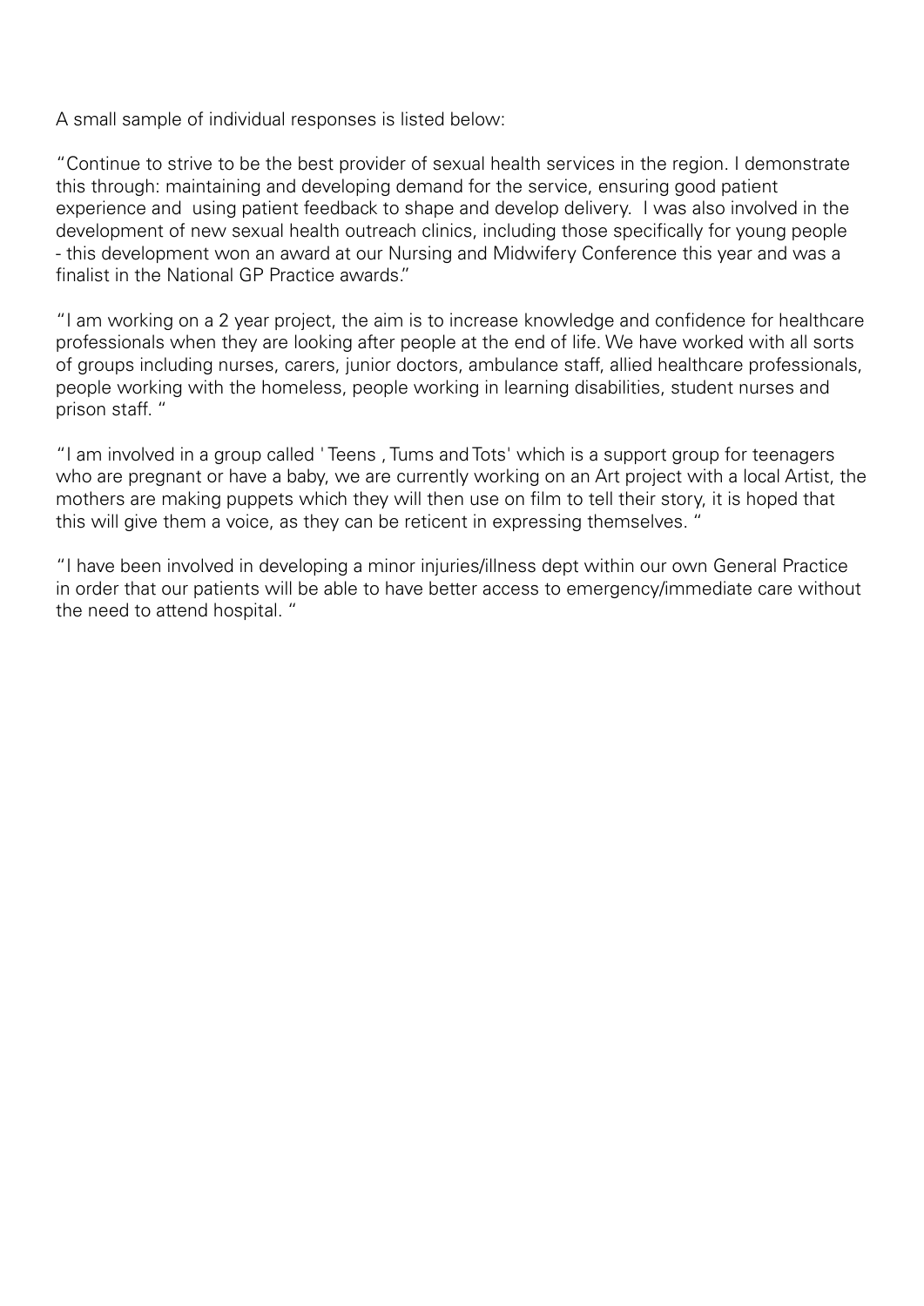A small sample of individual responses is listed below:

"Continue to strive to be the best provider of sexual health services in the region. I demonstrate this through: maintaining and developing demand for the service, ensuring good patient experience and using patient feedback to shape and develop delivery. I was also involved in the development of new sexual health outreach clinics, including those specifically for young people - this development won an award at our Nursing and Midwifery Conference this year and was a finalist in the National GP Practice awards."

"I am working on a 2 year project, the aim is to increase knowledge and confidence for healthcare professionals when they are looking after people at the end of life. We have worked with all sorts of groups including nurses, carers, junior doctors, ambulance staff, allied healthcare professionals, people working with the homeless, people working in learning disabilities, student nurses and prison staff. "

"I am involved in a group called 'Teens , Tums and Tots' which is a support group for teenagers who are pregnant or have a baby, we are currently working on an Art project with a local Artist, the mothers are making puppets which they will then use on film to tell their story, it is hoped that this will give them a voice, as they can be reticent in expressing themselves. "

"I have been involved in developing a minor injuries/illness dept within our own General Practice in order that our patients will be able to have better access to emergency/immediate care without the need to attend hospital. "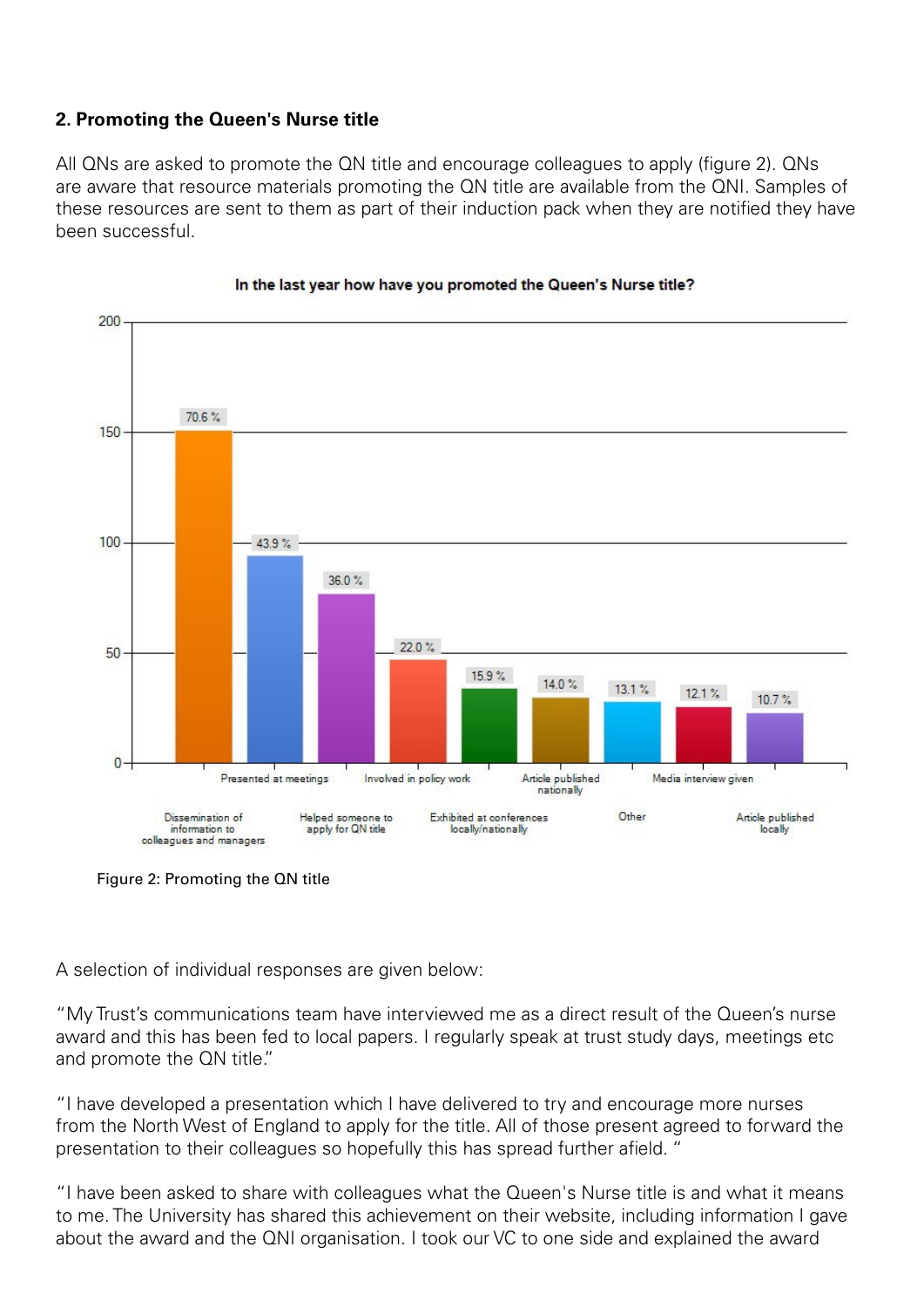## 2. Promoting the Queen's Nurse title

All QNs are asked to promote the QN title and encourage colleagues to apply (figure 2). QNs are aware that resource materials promoting the QN title are available from the QNI. Samples of these resources are sent to them as part of their induction pack when they are notified they have been successful.

**In the last year how have you promoted the Queen's Nurse title?**

| Response | Percentage |
|---|---|
| Dissemination of information to colleagues and managers | 70.6 % |
| Presented at meetings | 43.9 % |
| Helped someone to apply for QN title | 36.0 % |
| Involved in policy work | 22.0 % |
| Exhibited at conferences locally/nationally | 15.9 % |
| Article published nationally | 14.0 % |
| Other | 13.1 % |
| Media interview given | 12.1 % |
| Article published locally | 10.7 % |

Figure 2: Promoting the QN title

A selection of individual responses are given below:

"My Trust's communications team have interviewed me as a direct result of the Queen's nurse award and this has been fed to local papers. I regularly speak at trust study days, meetings etc and promote the QN title."

"I have developed a presentation which I have delivered to try and encourage more nurses from the North West of England to apply for the title. All of those present agreed to forward the presentation to their colleagues so hopefully this has spread further afield. "

"I have been asked to share with colleagues what the Queen's Nurse title is and what it means to me. The University has shared this achievement on their website, including information I gave about the award and the QNI organisation. I took our VC to one side and explained the award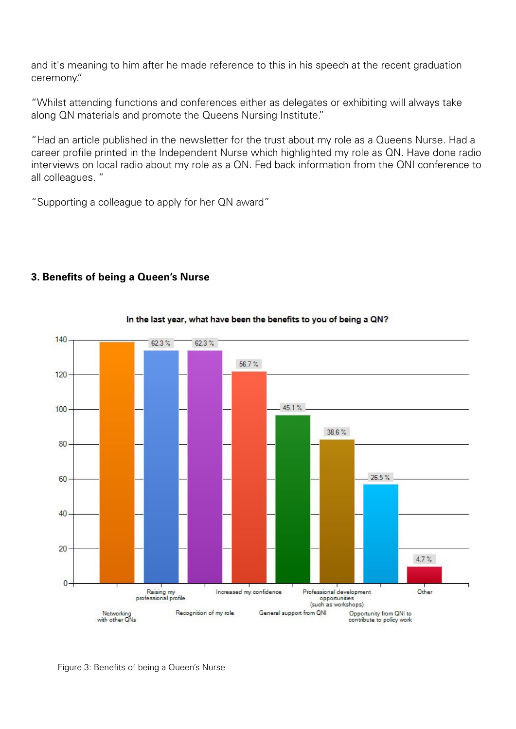and it's meaning to him after he made reference to this in his speech at the recent graduation ceremony."

"Whilst attending functions and conferences either as delegates or exhibiting will always take along QN materials and promote the Queens Nursing Institute."

"Had an article published in the newsletter for the trust about my role as a Queens Nurse. Had a career profile printed in the Independent Nurse which highlighted my role as QN. Have done radio interviews on local radio about my role as a QN. Fed back information from the QNI conference to all colleagues. "

"Supporting a colleague to apply for her QN award"

### 3. Benefits of being a Queen's Nurse

**In the last year, what have been the benefits to you of being a QN?**

| Benefit | Percentage |
|---|---|
| Networking with other QNs | |
| Raising my professional profile | 62.3 % |
| Recognition of my role | 62.3 % |
| Increased my confidence | 56.7 % |
| General support from QNI | 45.1 % |
| Professional development opportunities (such as workshops) | 38.6 % |
| Opportunity from QNI to contribute to policy work | 26.5 % |
| Other | 4.7 % |

Figure 3: Benefits of being a Queen's Nurse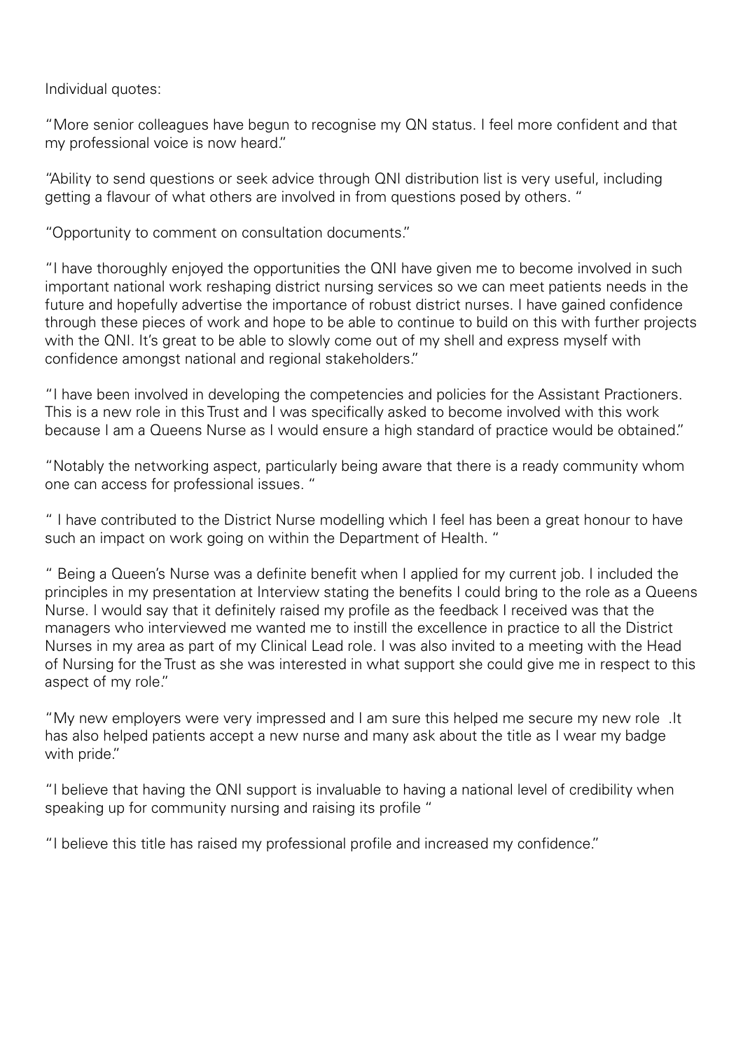Individual quotes:

"More senior colleagues have begun to recognise my QN status. I feel more confident and that my professional voice is now heard."

"Ability to send questions or seek advice through QNI distribution list is very useful, including getting a flavour of what others are involved in from questions posed by others. "

"Opportunity to comment on consultation documents."

"I have thoroughly enjoyed the opportunities the QNI have given me to become involved in such important national work reshaping district nursing services so we can meet patients needs in the future and hopefully advertise the importance of robust district nurses. I have gained confidence through these pieces of work and hope to be able to continue to build on this with further projects with the QNI. It's great to be able to slowly come out of my shell and express myself with confidence amongst national and regional stakeholders."

"I have been involved in developing the competencies and policies for the Assistant Practioners. This is a new role in this Trust and I was specifically asked to become involved with this work because I am a Queens Nurse as I would ensure a high standard of practice would be obtained."

"Notably the networking aspect, particularly being aware that there is a ready community whom one can access for professional issues. "

" I have contributed to the District Nurse modelling which I feel has been a great honour to have such an impact on work going on within the Department of Health. "

" Being a Queen's Nurse was a definite benefit when I applied for my current job. I included the principles in my presentation at Interview stating the benefits I could bring to the role as a Queens Nurse. I would say that it definitely raised my profile as the feedback I received was that the managers who interviewed me wanted me to instill the excellence in practice to all the District Nurses in my area as part of my Clinical Lead role. I was also invited to a meeting with the Head of Nursing for the Trust as she was interested in what support she could give me in respect to this aspect of my role."

"My new employers were very impressed and I am sure this helped me secure my new role .It has also helped patients accept a new nurse and many ask about the title as I wear my badge with pride."

"I believe that having the QNI support is invaluable to having a national level of credibility when speaking up for community nursing and raising its profile "

"I believe this title has raised my professional profile and increased my confidence."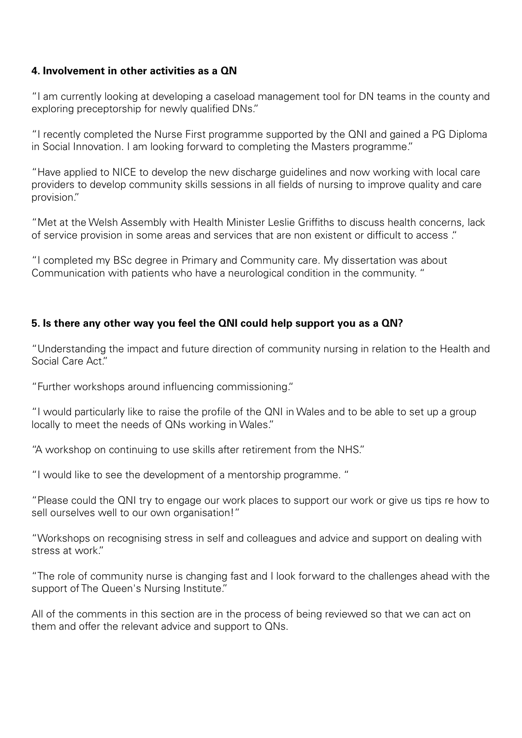### 4. Involvement in other activities as a QN

"I am currently looking at developing a caseload management tool for DN teams in the county and exploring preceptorship for newly qualified DNs."

"I recently completed the Nurse First programme supported by the QNI and gained a PG Diploma in Social Innovation. I am looking forward to completing the Masters programme."

"Have applied to NICE to develop the new discharge guidelines and now working with local care providers to develop community skills sessions in all fields of nursing to improve quality and care provision."

"Met at the Welsh Assembly with Health Minister Leslie Griffiths to discuss health concerns, lack of service provision in some areas and services that are non existent or difficult to access ."

"I completed my BSc degree in Primary and Community care. My dissertation was about Communication with patients who have a neurological condition in the community. "

### 5. Is there any other way you feel the QNI could help support you as a QN?

"Understanding the impact and future direction of community nursing in relation to the Health and Social Care Act."

"Further workshops around influencing commissioning."

"I would particularly like to raise the profile of the QNI in Wales and to be able to set up a group locally to meet the needs of QNs working in Wales."

"A workshop on continuing to use skills after retirement from the NHS."

"I would like to see the development of a mentorship programme. "

"Please could the QNI try to engage our work places to support our work or give us tips re how to sell ourselves well to our own organisation!"

"Workshops on recognising stress in self and colleagues and advice and support on dealing with stress at work."

"The role of community nurse is changing fast and I look forward to the challenges ahead with the support of The Queen's Nursing Institute."

All of the comments in this section are in the process of being reviewed so that we can act on them and offer the relevant advice and support to QNs.